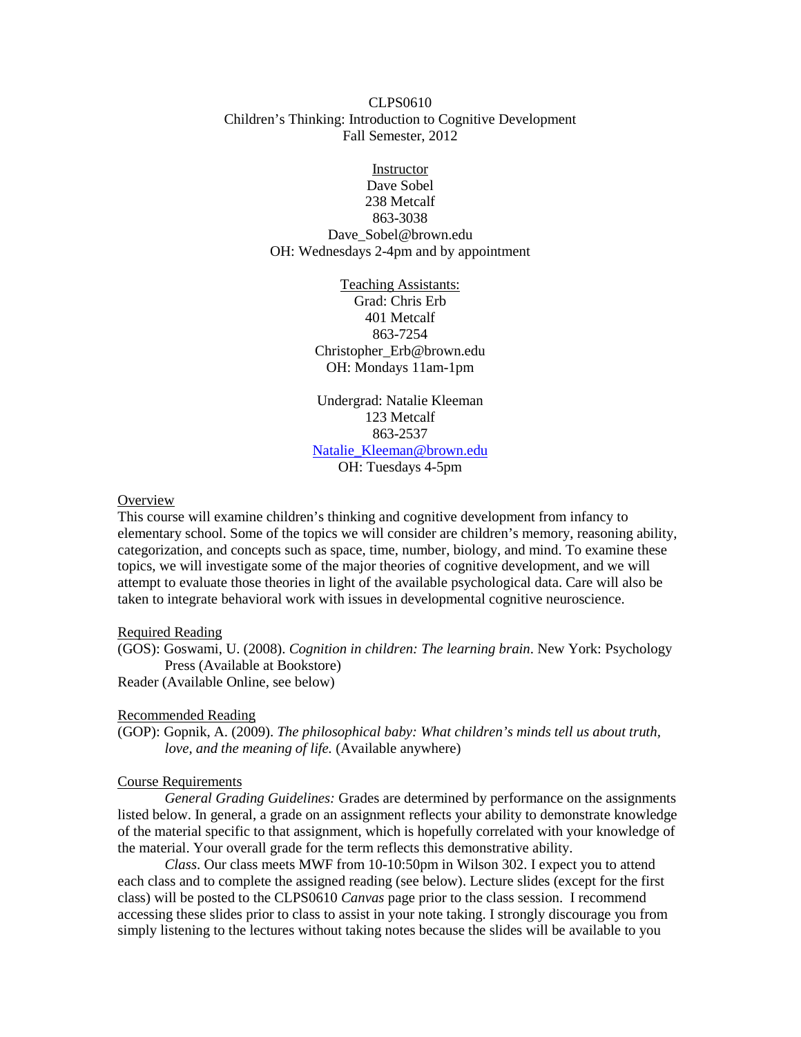CLPS0610
Children's Thinking: Introduction to Cognitive Development
Fall Semester, 2012

Instructor
Dave Sobel
238 Metcalf
863-3038
Dave_Sobel@brown.edu
OH: Wednesdays 2-4pm and by appointment

Teaching Assistants:
Grad: Chris Erb
401 Metcalf
863-7254
Christopher_Erb@brown.edu
OH: Mondays 11am-1pm

Undergrad: Natalie Kleeman
123 Metcalf
863-2537
Natalie_Kleeman@brown.edu
OH: Tuesdays 4-5pm

## Overview

This course will examine children's thinking and cognitive development from infancy to elementary school. Some of the topics we will consider are children's memory, reasoning ability, categorization, and concepts such as space, time, number, biology, and mind. To examine these topics, we will investigate some of the major theories of cognitive development, and we will attempt to evaluate those theories in light of the available psychological data. Care will also be taken to integrate behavioral work with issues in developmental cognitive neuroscience.

## Required Reading

(GOS): Goswami, U. (2008). *Cognition in children: The learning brain*. New York: Psychology Press (Available at Bookstore)

Reader (Available Online, see below)

## Recommended Reading

(GOP): Gopnik, A. (2009). *The philosophical baby: What children's minds tell us about truth, love, and the meaning of life.* (Available anywhere)

## Course Requirements

*General Grading Guidelines:* Grades are determined by performance on the assignments listed below. In general, a grade on an assignment reflects your ability to demonstrate knowledge of the material specific to that assignment, which is hopefully correlated with your knowledge of the material. Your overall grade for the term reflects this demonstrative ability.

*Class*. Our class meets MWF from 10-10:50pm in Wilson 302. I expect you to attend each class and to complete the assigned reading (see below). Lecture slides (except for the first class) will be posted to the CLPS0610 *Canvas* page prior to the class session. I recommend accessing these slides prior to class to assist in your note taking. I strongly discourage you from simply listening to the lectures without taking notes because the slides will be available to you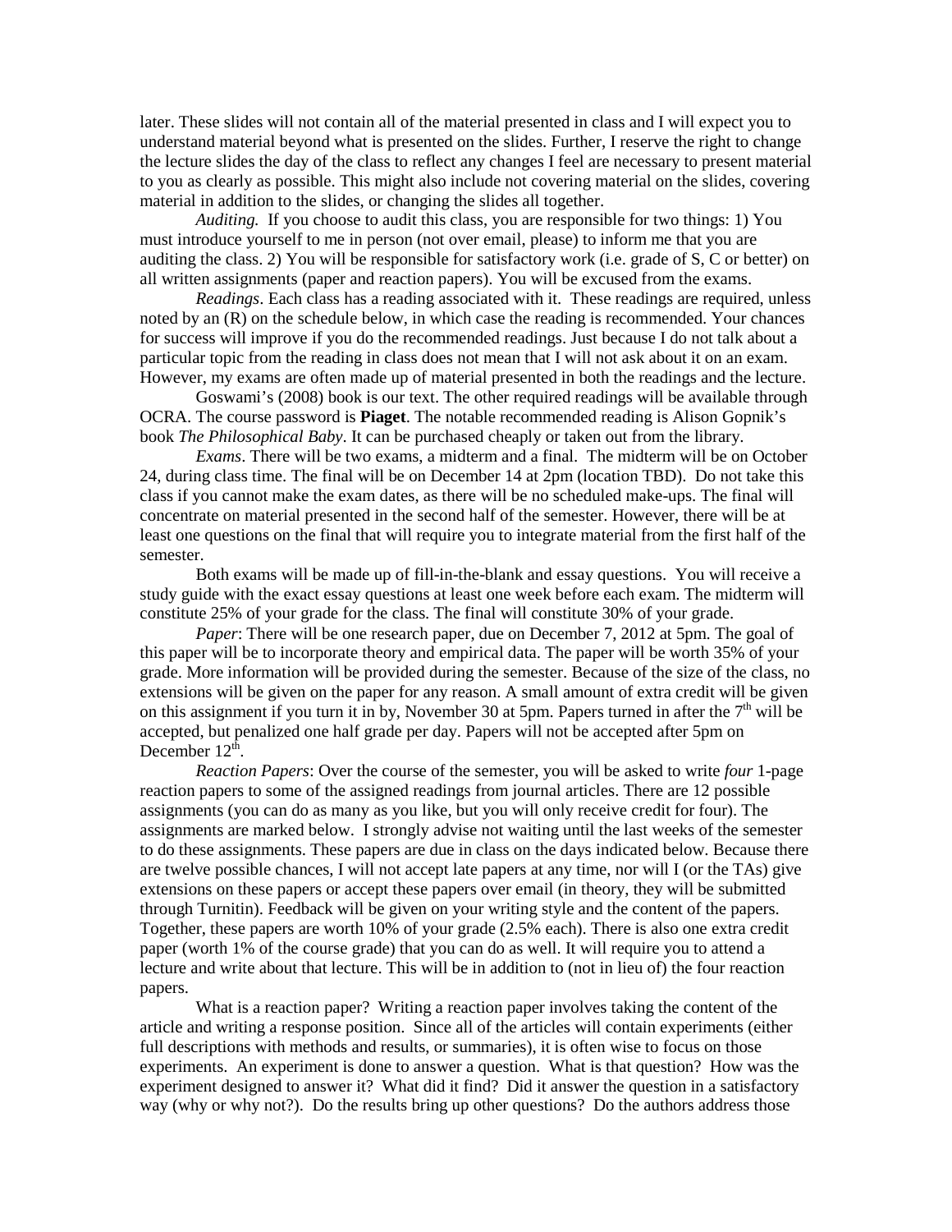later. These slides will not contain all of the material presented in class and I will expect you to understand material beyond what is presented on the slides. Further, I reserve the right to change the lecture slides the day of the class to reflect any changes I feel are necessary to present material to you as clearly as possible. This might also include not covering material on the slides, covering material in addition to the slides, or changing the slides all together.

*Auditing.* If you choose to audit this class, you are responsible for two things: 1) You must introduce yourself to me in person (not over email, please) to inform me that you are auditing the class. 2) You will be responsible for satisfactory work (i.e. grade of S, C or better) on all written assignments (paper and reaction papers). You will be excused from the exams.

*Readings*. Each class has a reading associated with it. These readings are required, unless noted by an (R) on the schedule below, in which case the reading is recommended. Your chances for success will improve if you do the recommended readings. Just because I do not talk about a particular topic from the reading in class does not mean that I will not ask about it on an exam. However, my exams are often made up of material presented in both the readings and the lecture.

Goswami's (2008) book is our text. The other required readings will be available through OCRA. The course password is **Piaget**. The notable recommended reading is Alison Gopnik's book *The Philosophical Baby*. It can be purchased cheaply or taken out from the library.

*Exams*. There will be two exams, a midterm and a final. The midterm will be on October 24, during class time. The final will be on December 14 at 2pm (location TBD). Do not take this class if you cannot make the exam dates, as there will be no scheduled make-ups. The final will concentrate on material presented in the second half of the semester. However, there will be at least one questions on the final that will require you to integrate material from the first half of the semester.

Both exams will be made up of fill-in-the-blank and essay questions. You will receive a study guide with the exact essay questions at least one week before each exam. The midterm will constitute 25% of your grade for the class. The final will constitute 30% of your grade.

*Paper*: There will be one research paper, due on December 7, 2012 at 5pm. The goal of this paper will be to incorporate theory and empirical data. The paper will be worth 35% of your grade. More information will be provided during the semester. Because of the size of the class, no extensions will be given on the paper for any reason. A small amount of extra credit will be given on this assignment if you turn it in by, November 30 at 5pm. Papers turned in after the 7th will be accepted, but penalized one half grade per day. Papers will not be accepted after 5pm on December 12th.

*Reaction Papers*: Over the course of the semester, you will be asked to write *four* 1-page reaction papers to some of the assigned readings from journal articles. There are 12 possible assignments (you can do as many as you like, but you will only receive credit for four). The assignments are marked below. I strongly advise not waiting until the last weeks of the semester to do these assignments. These papers are due in class on the days indicated below. Because there are twelve possible chances, I will not accept late papers at any time, nor will I (or the TAs) give extensions on these papers or accept these papers over email (in theory, they will be submitted through Turnitin). Feedback will be given on your writing style and the content of the papers. Together, these papers are worth 10% of your grade (2.5% each). There is also one extra credit paper (worth 1% of the course grade) that you can do as well. It will require you to attend a lecture and write about that lecture. This will be in addition to (not in lieu of) the four reaction papers.

What is a reaction paper? Writing a reaction paper involves taking the content of the article and writing a response position. Since all of the articles will contain experiments (either full descriptions with methods and results, or summaries), it is often wise to focus on those experiments. An experiment is done to answer a question. What is that question? How was the experiment designed to answer it? What did it find? Did it answer the question in a satisfactory way (why or why not?). Do the results bring up other questions? Do the authors address those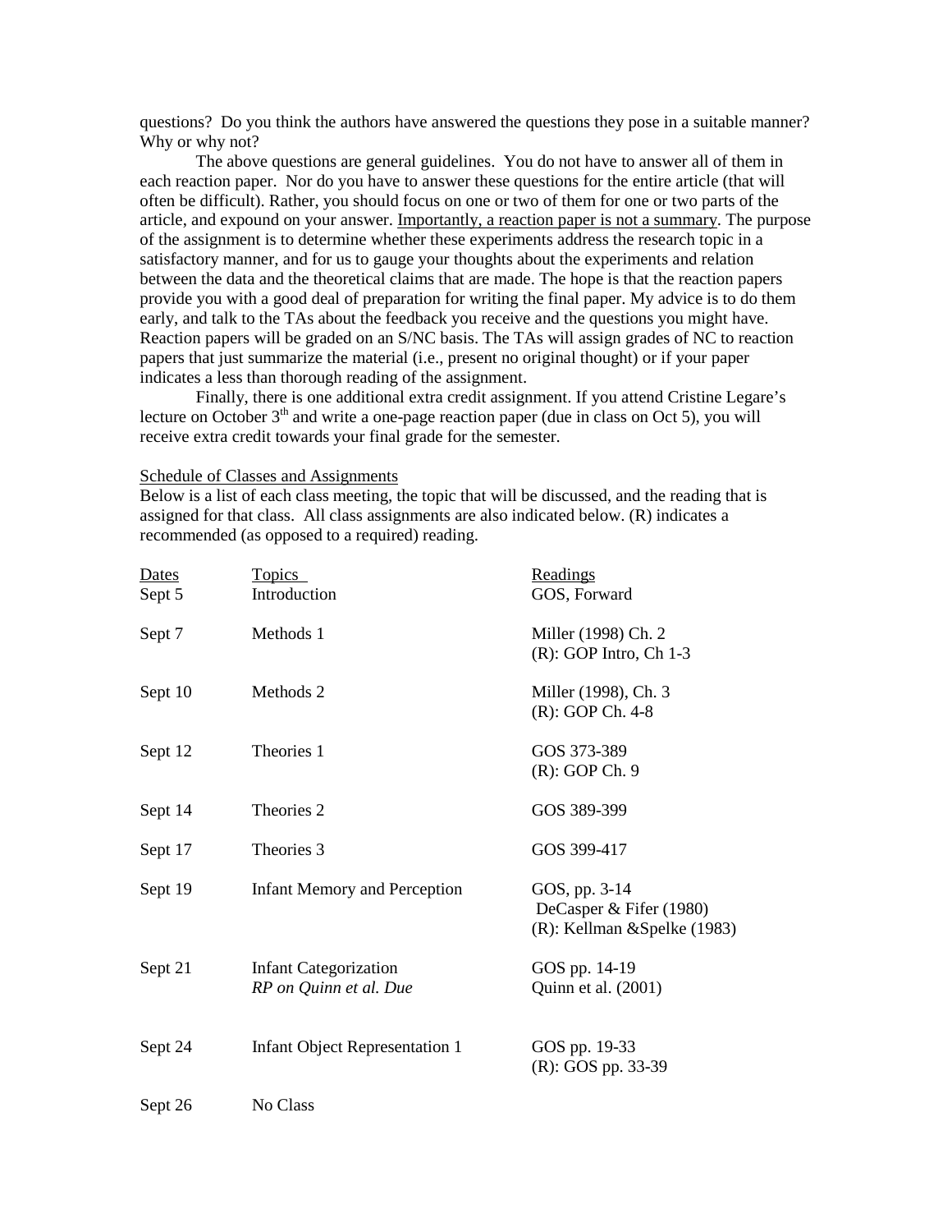questions? Do you think the authors have answered the questions they pose in a suitable manner? Why or why not?

The above questions are general guidelines. You do not have to answer all of them in each reaction paper. Nor do you have to answer these questions for the entire article (that will often be difficult). Rather, you should focus on one or two of them for one or two parts of the article, and expound on your answer. Importantly, a reaction paper is not a summary. The purpose of the assignment is to determine whether these experiments address the research topic in a satisfactory manner, and for us to gauge your thoughts about the experiments and relation between the data and the theoretical claims that are made. The hope is that the reaction papers provide you with a good deal of preparation for writing the final paper. My advice is to do them early, and talk to the TAs about the feedback you receive and the questions you might have. Reaction papers will be graded on an S/NC basis. The TAs will assign grades of NC to reaction papers that just summarize the material (i.e., present no original thought) or if your paper indicates a less than thorough reading of the assignment.

Finally, there is one additional extra credit assignment. If you attend Cristine Legare's lecture on October 3th and write a one-page reaction paper (due in class on Oct 5), you will receive extra credit towards your final grade for the semester.

Schedule of Classes and Assignments

Below is a list of each class meeting, the topic that will be discussed, and the reading that is assigned for that class. All class assignments are also indicated below. (R) indicates a recommended (as opposed to a required) reading.

| Dates | Topics | Readings |
|---|---|---|
| Sept 5 | Introduction | GOS, Forward |
| Sept 7 | Methods 1 | Miller (1998) Ch. 2<br>(R): GOP Intro, Ch 1-3 |
| Sept 10 | Methods 2 | Miller (1998), Ch. 3<br>(R): GOP Ch. 4-8 |
| Sept 12 | Theories 1 | GOS 373-389<br>(R): GOP Ch. 9 |
| Sept 14 | Theories 2 | GOS 389-399 |
| Sept 17 | Theories 3 | GOS 399-417 |
| Sept 19 | Infant Memory and Perception | GOS, pp. 3-14<br>DeCasper & Fifer (1980)<br>(R): Kellman &Spelke (1983) |
| Sept 21 | Infant Categorization<br>*RP on Quinn et al. Due* | GOS pp. 14-19<br>Quinn et al. (2001) |
| Sept 24 | Infant Object Representation 1 | GOS pp. 19-33<br>(R): GOS pp. 33-39 |
| Sept 26 | No Class | |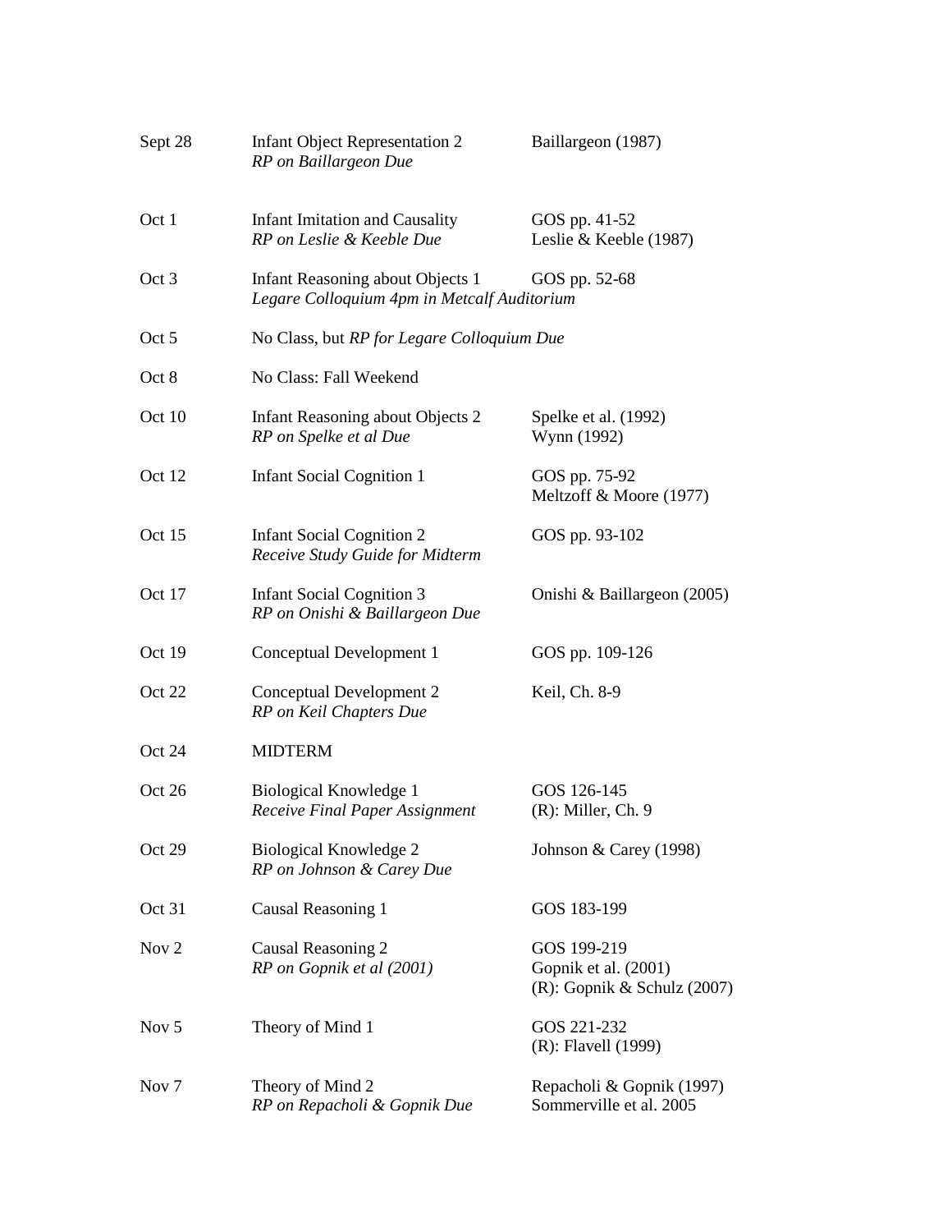| | | |
|---|---|---|
| Sept 28 | Infant Object Representation 2<br>*RP on Baillargeon Due* | Baillargeon (1987) |
| Oct 1 | Infant Imitation and Causality<br>*RP on Leslie & Keeble Due* | GOS pp. 41-52<br>Leslie & Keeble (1987) |
| Oct 3 | Infant Reasoning about Objects 1<br>*Legare Colloquium 4pm in Metcalf Auditorium* | GOS pp. 52-68 |
| Oct 5 | No Class, but *RP for Legare Colloquium Due* | |
| Oct 8 | No Class: Fall Weekend | |
| Oct 10 | Infant Reasoning about Objects 2<br>*RP on Spelke et al Due* | Spelke et al. (1992)<br>Wynn (1992) |
| Oct 12 | Infant Social Cognition 1 | GOS pp. 75-92<br>Meltzoff & Moore (1977) |
| Oct 15 | Infant Social Cognition 2<br>*Receive Study Guide for Midterm* | GOS pp. 93-102 |
| Oct 17 | Infant Social Cognition 3<br>*RP on Onishi & Baillargeon Due* | Onishi & Baillargeon (2005) |
| Oct 19 | Conceptual Development 1 | GOS pp. 109-126 |
| Oct 22 | Conceptual Development 2<br>*RP on Keil Chapters Due* | Keil, Ch. 8-9 |
| Oct 24 | MIDTERM | |
| Oct 26 | Biological Knowledge 1<br>*Receive Final Paper Assignment* | GOS 126-145<br>(R): Miller, Ch. 9 |
| Oct 29 | Biological Knowledge 2<br>*RP on Johnson & Carey Due* | Johnson & Carey (1998) |
| Oct 31 | Causal Reasoning 1 | GOS 183-199 |
| Nov 2 | Causal Reasoning 2<br>*RP on Gopnik et al (2001)* | GOS 199-219<br>Gopnik et al. (2001)<br>(R): Gopnik & Schulz (2007) |
| Nov 5 | Theory of Mind 1 | GOS 221-232<br>(R): Flavell (1999) |
| Nov 7 | Theory of Mind 2<br>*RP on Repacholi & Gopnik Due* | Repacholi & Gopnik (1997)<br>Sommerville et al. 2005 |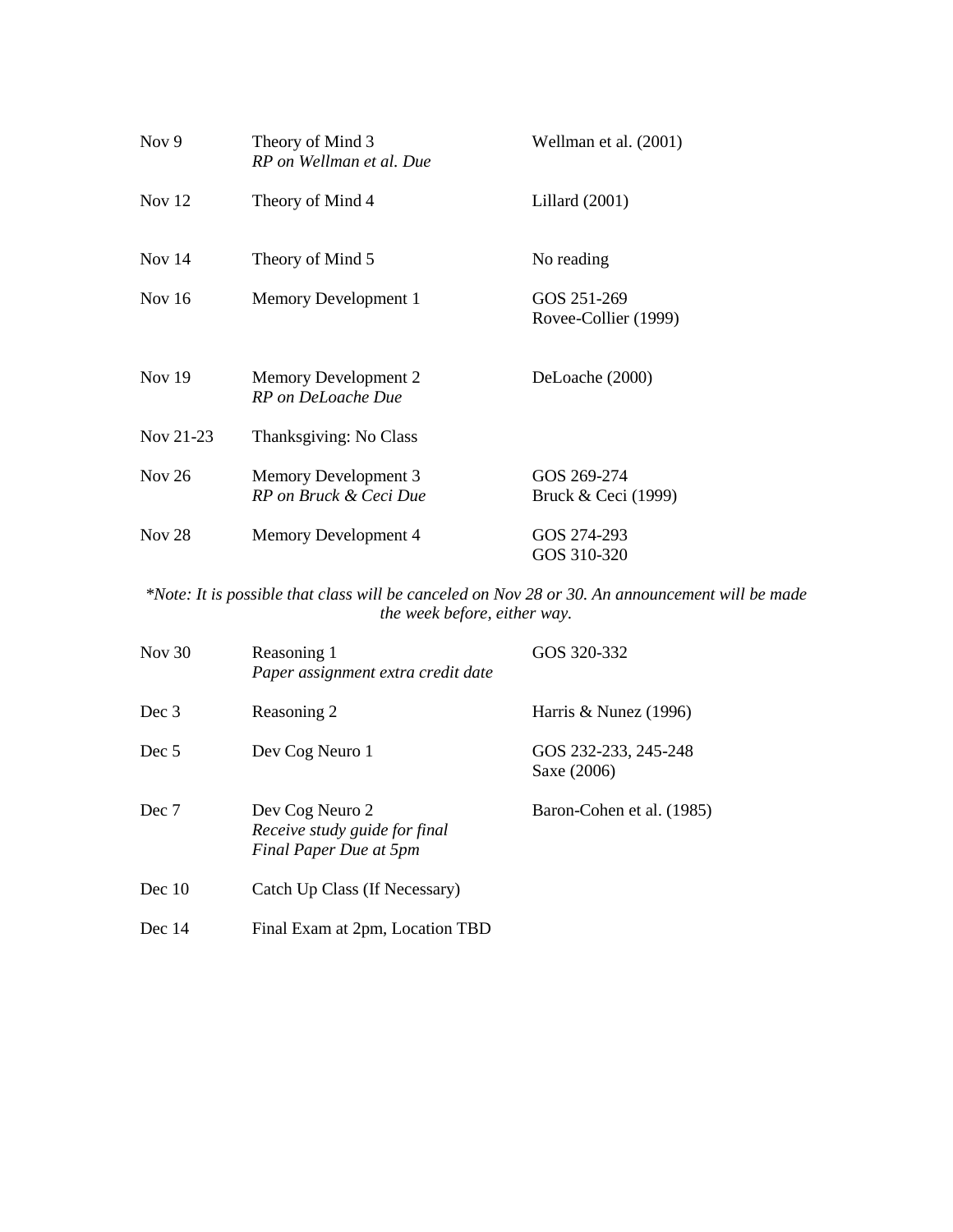| | | |
|---|---|---|
| Nov 9 | Theory of Mind 3<br>*RP on Wellman et al. Due* | Wellman et al. (2001) |
| Nov 12 | Theory of Mind 4 | Lillard (2001) |
| Nov 14 | Theory of Mind 5 | No reading |
| Nov 16 | Memory Development 1 | GOS 251-269<br>Rovee-Collier (1999) |
| Nov 19 | Memory Development 2<br>*RP on DeLoache Due* | DeLoache (2000) |
| Nov 21-23 | Thanksgiving: No Class | |
| Nov 26 | Memory Development 3<br>*RP on Bruck & Ceci Due* | GOS 269-274<br>Bruck & Ceci (1999) |
| Nov 28 | Memory Development 4 | GOS 274-293<br>GOS 310-320 |

*\*Note: It is possible that class will be canceled on Nov 28 or 30. An announcement will be made the week before, either way.*

| | | |
|---|---|---|
| Nov 30 | Reasoning 1<br>*Paper assignment extra credit date* | GOS 320-332 |
| Dec 3 | Reasoning 2 | Harris & Nunez (1996) |
| Dec 5 | Dev Cog Neuro 1 | GOS 232-233, 245-248<br>Saxe (2006) |
| Dec 7 | Dev Cog Neuro 2<br>*Receive study guide for final*<br>*Final Paper Due at 5pm* | Baron-Cohen et al. (1985) |
| Dec 10 | Catch Up Class (If Necessary) | |
| Dec 14 | Final Exam at 2pm, Location TBD | |